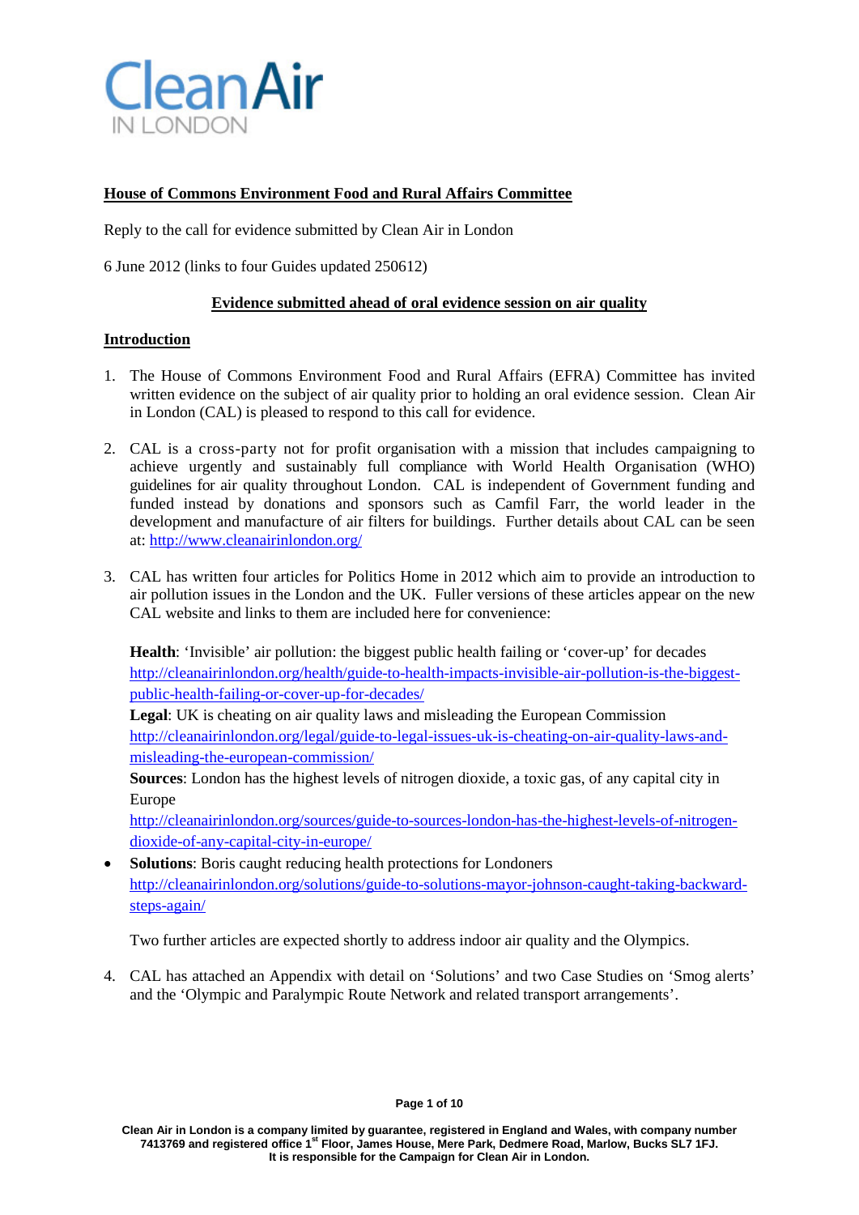# Clean Air IN LONDON

**House of Commons Environment Food and Rural Affairs Committee**

Reply to the call for evidence submitted by Clean Air in London

6 June 2012 (links to four Guides updated 250612)

**Evidence submitted ahead of oral evidence session on air quality**

## Introduction

1. The House of Commons Environment Food and Rural Affairs (EFRA) Committee has invited written evidence on the subject of air quality prior to holding an oral evidence session. Clean Air in London (CAL) is pleased to respond to this call for evidence.

2. CAL is a cross-party not for profit organisation with a mission that includes campaigning to achieve urgently and sustainably full compliance with World Health Organisation (WHO) guidelines for air quality throughout London. CAL is independent of Government funding and funded instead by donations and sponsors such as Camfil Farr, the world leader in the development and manufacture of air filters for buildings. Further details about CAL can be seen at: http://www.cleanairinlondon.org/

3. CAL has written four articles for Politics Home in 2012 which aim to provide an introduction to air pollution issues in the London and the UK. Fuller versions of these articles appear on the new CAL website and links to them are included here for convenience:

   **Health**: 'Invisible' air pollution: the biggest public health failing or 'cover-up' for decades
   http://cleanairinlondon.org/health/guide-to-health-impacts-invisible-air-pollution-is-the-biggest-public-health-failing-or-cover-up-for-decades/
   **Legal**: UK is cheating on air quality laws and misleading the European Commission
   http://cleanairinlondon.org/legal/guide-to-legal-issues-uk-is-cheating-on-air-quality-laws-and-misleading-the-european-commission/
   **Sources**: London has the highest levels of nitrogen dioxide, a toxic gas, of any capital city in Europe
   http://cleanairinlondon.org/sources/guide-to-sources-london-has-the-highest-levels-of-nitrogen-dioxide-of-any-capital-city-in-europe/

   - **Solutions**: Boris caught reducing health protections for Londoners
   http://cleanairinlondon.org/solutions/guide-to-solutions-mayor-johnson-caught-taking-backward-steps-again/

   Two further articles are expected shortly to address indoor air quality and the Olympics.

4. CAL has attached an Appendix with detail on 'Solutions' and two Case Studies on 'Smog alerts' and the 'Olympic and Paralympic Route Network and related transport arrangements'.

Clean Air in London is a company limited by guarantee, registered in England and Wales, with company number 7413769 and registered office 1st Floor, James House, Mere Park, Dedmere Road, Marlow, Bucks SL7 1FJ. It is responsible for the Campaign for Clean Air in London.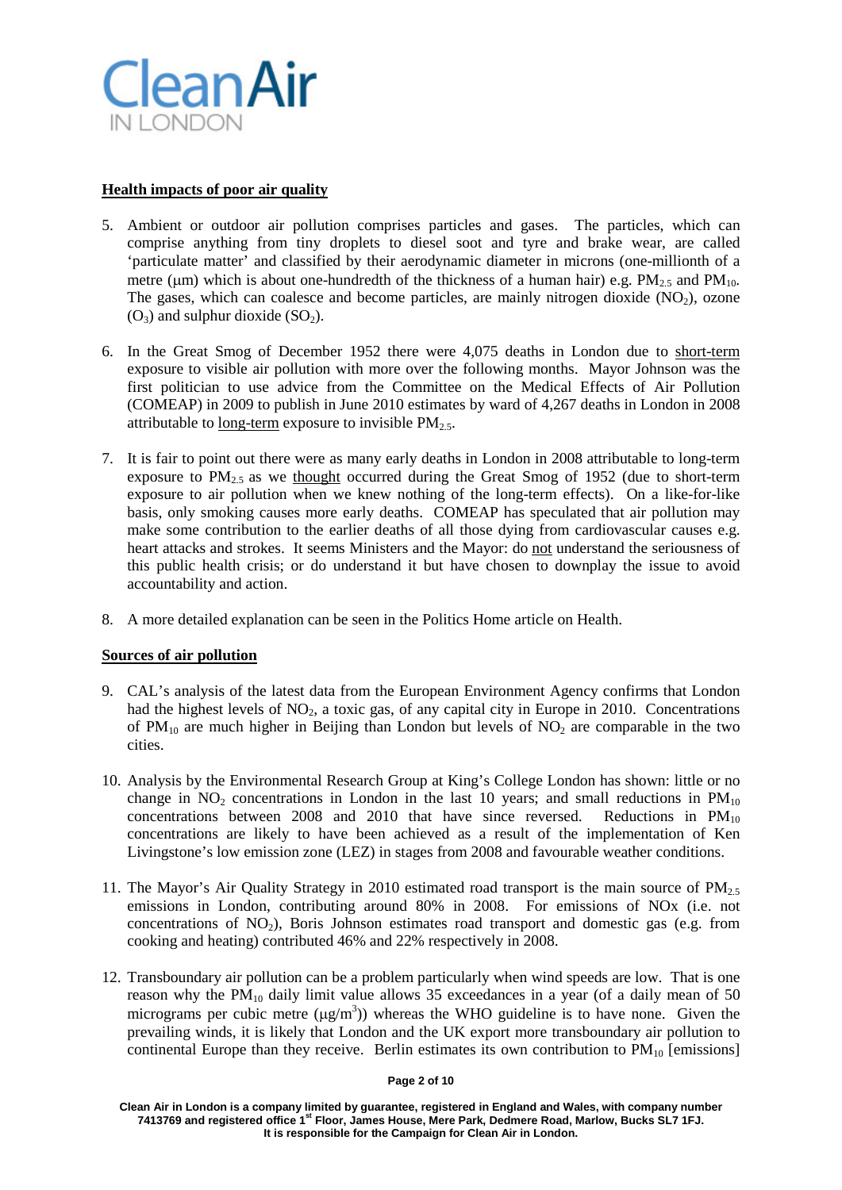## Health impacts of poor air quality

5. Ambient or outdoor air pollution comprises particles and gases. The particles, which can comprise anything from tiny droplets to diesel soot and tyre and brake wear, are called 'particulate matter' and classified by their aerodynamic diameter in microns (one-millionth of a metre (μm) which is about one-hundredth of the thickness of a human hair) e.g. $PM_{2.5}$ and $PM_{10}$. The gases, which can coalesce and become particles, are mainly nitrogen dioxide ($NO_2$), ozone ($O_3$) and sulphur dioxide ($SO_2$).

6. In the Great Smog of December 1952 there were 4,075 deaths in London due to short-term exposure to visible air pollution with more over the following months. Mayor Johnson was the first politician to use advice from the Committee on the Medical Effects of Air Pollution (COMEAP) in 2009 to publish in June 2010 estimates by ward of 4,267 deaths in London in 2008 attributable to long-term exposure to invisible $PM_{2.5}$.

7. It is fair to point out there were as many early deaths in London in 2008 attributable to long-term exposure to $PM_{2.5}$ as we thought occurred during the Great Smog of 1952 (due to short-term exposure to air pollution when we knew nothing of the long-term effects). On a like-for-like basis, only smoking causes more early deaths. COMEAP has speculated that air pollution may make some contribution to the earlier deaths of all those dying from cardiovascular causes e.g. heart attacks and strokes. It seems Ministers and the Mayor: do not understand the seriousness of this public health crisis; or do understand it but have chosen to downplay the issue to avoid accountability and action.

8. A more detailed explanation can be seen in the Politics Home article on Health.

## Sources of air pollution

9. CAL's analysis of the latest data from the European Environment Agency confirms that London had the highest levels of $NO_2$, a toxic gas, of any capital city in Europe in 2010. Concentrations of $PM_{10}$ are much higher in Beijing than London but levels of $NO_2$ are comparable in the two cities.

10. Analysis by the Environmental Research Group at King's College London has shown: little or no change in $NO_2$ concentrations in London in the last 10 years; and small reductions in $PM_{10}$ concentrations between 2008 and 2010 that have since reversed. Reductions in $PM_{10}$ concentrations are likely to have been achieved as a result of the implementation of Ken Livingstone's low emission zone (LEZ) in stages from 2008 and favourable weather conditions.

11. The Mayor's Air Quality Strategy in 2010 estimated road transport is the main source of $PM_{2.5}$ emissions in London, contributing around 80% in 2008. For emissions of NOx (i.e. not concentrations of $NO_2$), Boris Johnson estimates road transport and domestic gas (e.g. from cooking and heating) contributed 46% and 22% respectively in 2008.

12. Transboundary air pollution can be a problem particularly when wind speeds are low. That is one reason why the $PM_{10}$ daily limit value allows 35 exceedances in a year (of a daily mean of 50 micrograms per cubic metre ($\mu g/m^3$)) whereas the WHO guideline is to have none. Given the prevailing winds, it is likely that London and the UK export more transboundary air pollution to continental Europe than they receive. Berlin estimates its own contribution to $PM_{10}$ [emissions]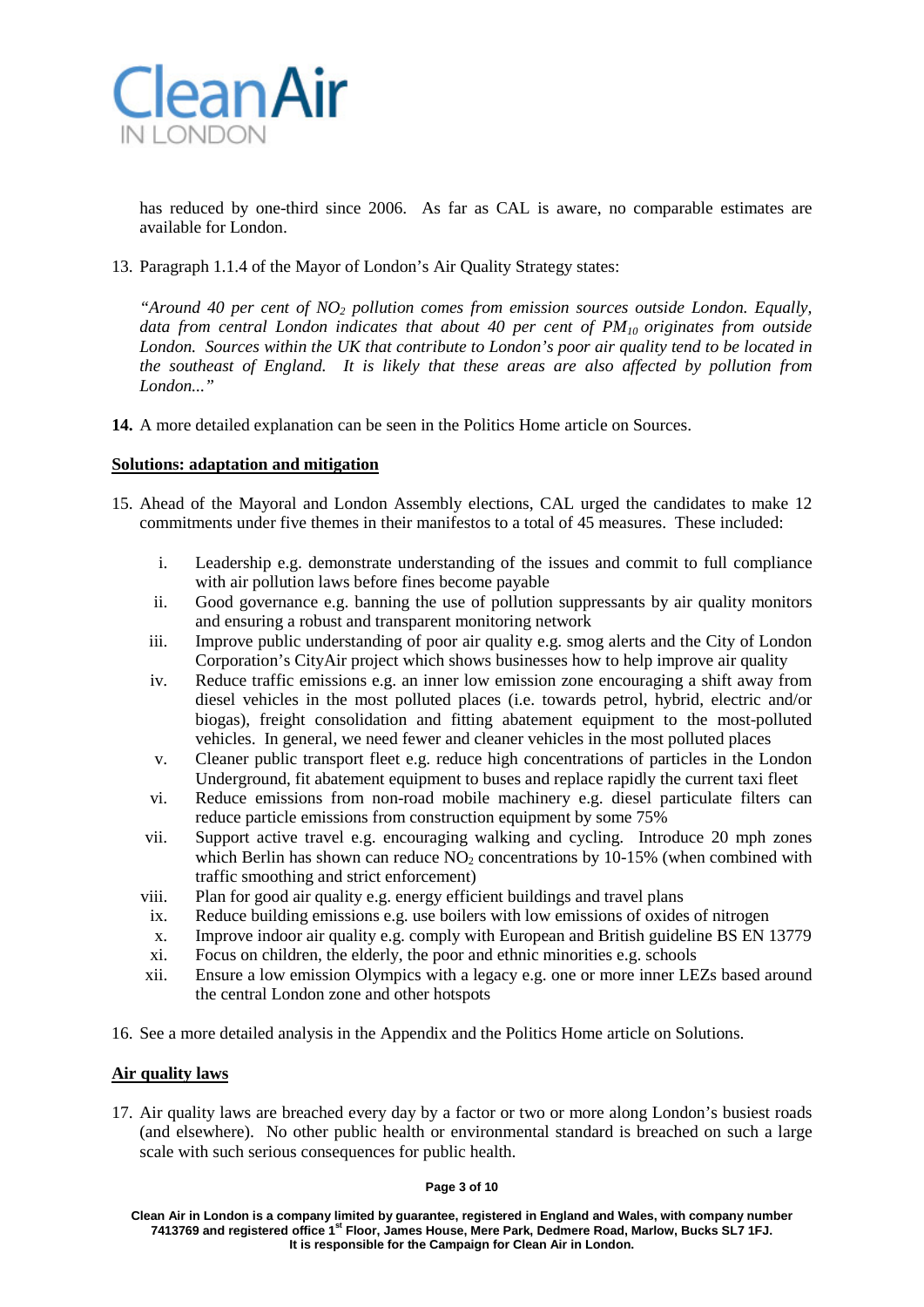has reduced by one-third since 2006. As far as CAL is aware, no comparable estimates are available for London.

13. Paragraph 1.1.4 of the Mayor of London's Air Quality Strategy states:

    *"Around 40 per cent of $NO_2$ pollution comes from emission sources outside London. Equally, data from central London indicates that about 40 per cent of $PM_{10}$ originates from outside London. Sources within the UK that contribute to London's poor air quality tend to be located in the southeast of England. It is likely that these areas are also affected by pollution from London..."*

14. A more detailed explanation can be seen in the Politics Home article on Sources.

**Solutions: adaptation and mitigation**

15. Ahead of the Mayoral and London Assembly elections, CAL urged the candidates to make 12 commitments under five themes in their manifestos to a total of 45 measures. These included:

    i. Leadership e.g. demonstrate understanding of the issues and commit to full compliance with air pollution laws before fines become payable
    ii. Good governance e.g. banning the use of pollution suppressants by air quality monitors and ensuring a robust and transparent monitoring network
    iii. Improve public understanding of poor air quality e.g. smog alerts and the City of London Corporation's CityAir project which shows businesses how to help improve air quality
    iv. Reduce traffic emissions e.g. an inner low emission zone encouraging a shift away from diesel vehicles in the most polluted places (i.e. towards petrol, hybrid, electric and/or biogas), freight consolidation and fitting abatement equipment to the most-polluted vehicles. In general, we need fewer and cleaner vehicles in the most polluted places
    v. Cleaner public transport fleet e.g. reduce high concentrations of particles in the London Underground, fit abatement equipment to buses and replace rapidly the current taxi fleet
    vi. Reduce emissions from non-road mobile machinery e.g. diesel particulate filters can reduce particle emissions from construction equipment by some 75%
    vii. Support active travel e.g. encouraging walking and cycling. Introduce 20 mph zones which Berlin has shown can reduce $NO_2$ concentrations by 10-15% (when combined with traffic smoothing and strict enforcement)
    viii. Plan for good air quality e.g. energy efficient buildings and travel plans
    ix. Reduce building emissions e.g. use boilers with low emissions of oxides of nitrogen
    x. Improve indoor air quality e.g. comply with European and British guideline BS EN 13779
    xi. Focus on children, the elderly, the poor and ethnic minorities e.g. schools
    xii. Ensure a low emission Olympics with a legacy e.g. one or more inner LEZs based around the central London zone and other hotspots

16. See a more detailed analysis in the Appendix and the Politics Home article on Solutions.

**Air quality laws**

17. Air quality laws are breached every day by a factor or two or more along London's busiest roads (and elsewhere). No other public health or environmental standard is breached on such a large scale with such serious consequences for public health.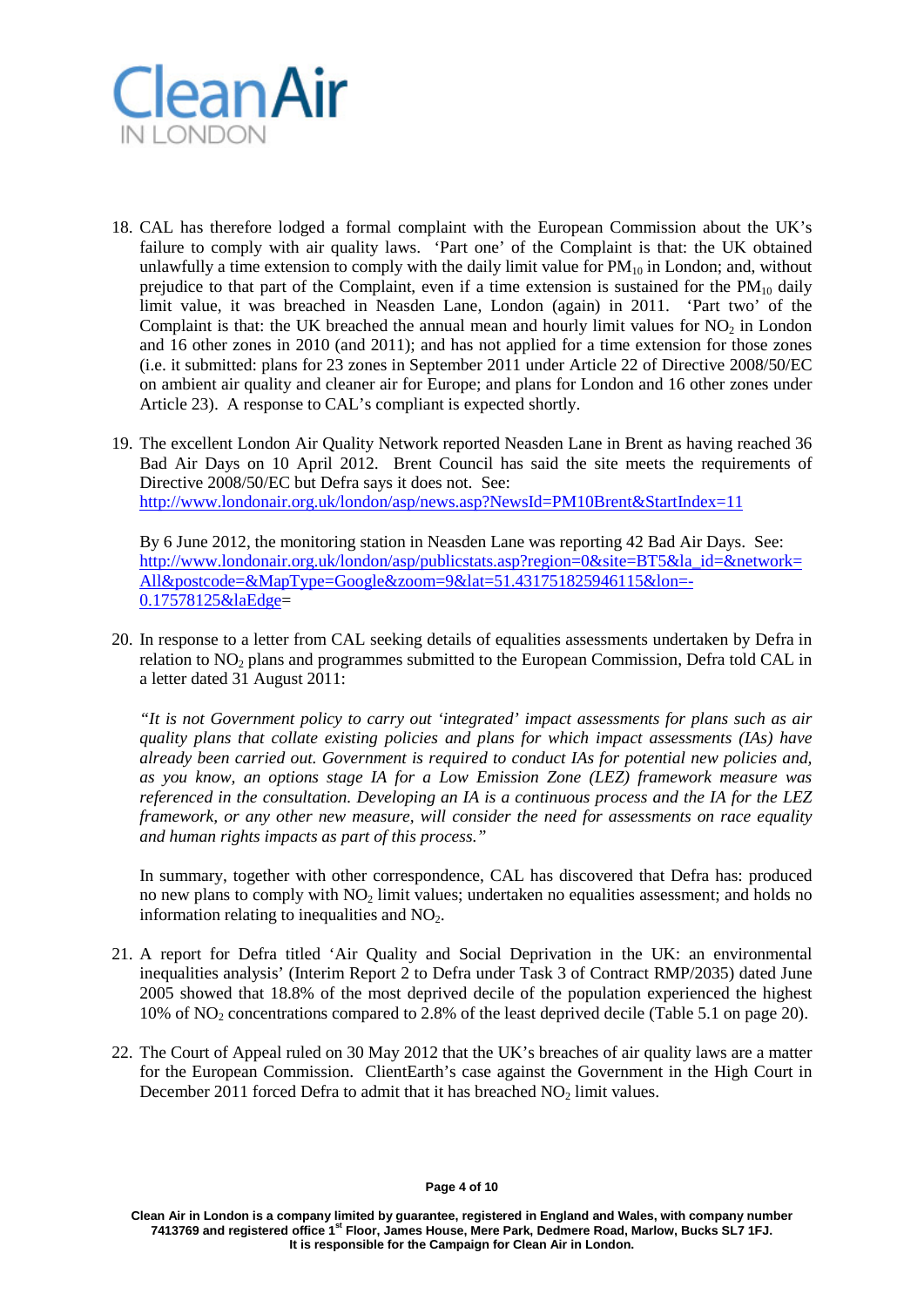18. CAL has therefore lodged a formal complaint with the European Commission about the UK's failure to comply with air quality laws. 'Part one' of the Complaint is that: the UK obtained unlawfully a time extension to comply with the daily limit value for $PM_{10}$ in London; and, without prejudice to that part of the Complaint, even if a time extension is sustained for the $PM_{10}$ daily limit value, it was breached in Neasden Lane, London (again) in 2011. 'Part two' of the Complaint is that: the UK breached the annual mean and hourly limit values for $NO_2$ in London and 16 other zones in 2010 (and 2011); and has not applied for a time extension for those zones (i.e. it submitted: plans for 23 zones in September 2011 under Article 22 of Directive 2008/50/EC on ambient air quality and cleaner air for Europe; and plans for London and 16 other zones under Article 23). A response to CAL's compliant is expected shortly.

19. The excellent London Air Quality Network reported Neasden Lane in Brent as having reached 36 Bad Air Days on 10 April 2012. Brent Council has said the site meets the requirements of Directive 2008/50/EC but Defra says it does not. See: http://www.londonair.org.uk/london/asp/news.asp?NewsId=PM10Brent&StartIndex=11

    By 6 June 2012, the monitoring station in Neasden Lane was reporting 42 Bad Air Days. See: http://www.londonair.org.uk/london/asp/publicstats.asp?region=0&site=BT5&la_id=&network=All&postcode=&MapType=Google&zoom=9&lat=51.431751825946115&lon=-0.17578125&laEdge=

20. In response to a letter from CAL seeking details of equalities assessments undertaken by Defra in relation to $NO_2$ plans and programmes submitted to the European Commission, Defra told CAL in a letter dated 31 August 2011:

    *"It is not Government policy to carry out 'integrated' impact assessments for plans such as air quality plans that collate existing policies and plans for which impact assessments (IAs) have already been carried out. Government is required to conduct IAs for potential new policies and, as you know, an options stage IA for a Low Emission Zone (LEZ) framework measure was referenced in the consultation. Developing an IA is a continuous process and the IA for the LEZ framework, or any other new measure, will consider the need for assessments on race equality and human rights impacts as part of this process."*

    In summary, together with other correspondence, CAL has discovered that Defra has: produced no new plans to comply with $NO_2$ limit values; undertaken no equalities assessment; and holds no information relating to inequalities and $NO_2$.

21. A report for Defra titled 'Air Quality and Social Deprivation in the UK: an environmental inequalities analysis' (Interim Report 2 to Defra under Task 3 of Contract RMP/2035) dated June 2005 showed that 18.8% of the most deprived decile of the population experienced the highest 10% of $NO_2$ concentrations compared to 2.8% of the least deprived decile (Table 5.1 on page 20).

22. The Court of Appeal ruled on 30 May 2012 that the UK's breaches of air quality laws are a matter for the European Commission. ClientEarth's case against the Government in the High Court in December 2011 forced Defra to admit that it has breached $NO_2$ limit values.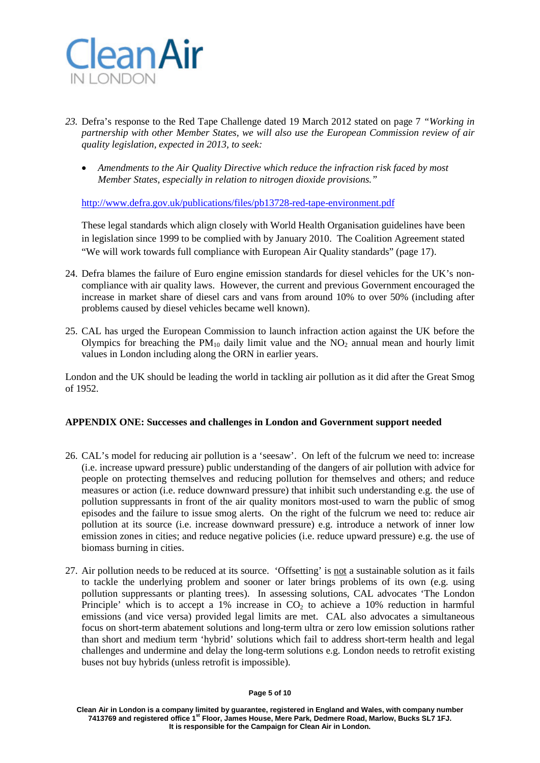23. Defra's response to the Red Tape Challenge dated 19 March 2012 stated on page 7 *"Working in partnership with other Member States, we will also use the European Commission review of air quality legislation, expected in 2013, to seek:*

    - *Amendments to the Air Quality Directive which reduce the infraction risk faced by most Member States, especially in relation to nitrogen dioxide provisions."*

    http://www.defra.gov.uk/publications/files/pb13728-red-tape-environment.pdf

    These legal standards which align closely with World Health Organisation guidelines have been in legislation since 1999 to be complied with by January 2010. The Coalition Agreement stated "We will work towards full compliance with European Air Quality standards" (page 17).

24. Defra blames the failure of Euro engine emission standards for diesel vehicles for the UK's non-compliance with air quality laws. However, the current and previous Government encouraged the increase in market share of diesel cars and vans from around 10% to over 50% (including after problems caused by diesel vehicles became well known).

25. CAL has urged the European Commission to launch infraction action against the UK before the Olympics for breaching the $PM_{10}$ daily limit value and the $NO_2$ annual mean and hourly limit values in London including along the ORN in earlier years.

London and the UK should be leading the world in tackling air pollution as it did after the Great Smog of 1952.

**APPENDIX ONE: Successes and challenges in London and Government support needed**

26. CAL's model for reducing air pollution is a 'seesaw'. On left of the fulcrum we need to: increase (i.e. increase upward pressure) public understanding of the dangers of air pollution with advice for people on protecting themselves and reducing pollution for themselves and others; and reduce measures or action (i.e. reduce downward pressure) that inhibit such understanding e.g. the use of pollution suppressants in front of the air quality monitors most-used to warn the public of smog episodes and the failure to issue smog alerts. On the right of the fulcrum we need to: reduce air pollution at its source (i.e. increase downward pressure) e.g. introduce a network of inner low emission zones in cities; and reduce negative policies (i.e. reduce upward pressure) e.g. the use of biomass burning in cities.

27. Air pollution needs to be reduced at its source. 'Offsetting' is <u>not</u> a sustainable solution as it fails to tackle the underlying problem and sooner or later brings problems of its own (e.g. using pollution suppressants or planting trees). In assessing solutions, CAL advocates 'The London Principle' which is to accept a 1% increase in $CO_2$ to achieve a 10% reduction in harmful emissions (and vice versa) provided legal limits are met. CAL also advocates a simultaneous focus on short-term abatement solutions and long-term ultra or zero low emission solutions rather than short and medium term 'hybrid' solutions which fail to address short-term health and legal challenges and undermine and delay the long-term solutions e.g. London needs to retrofit existing buses not buy hybrids (unless retrofit is impossible).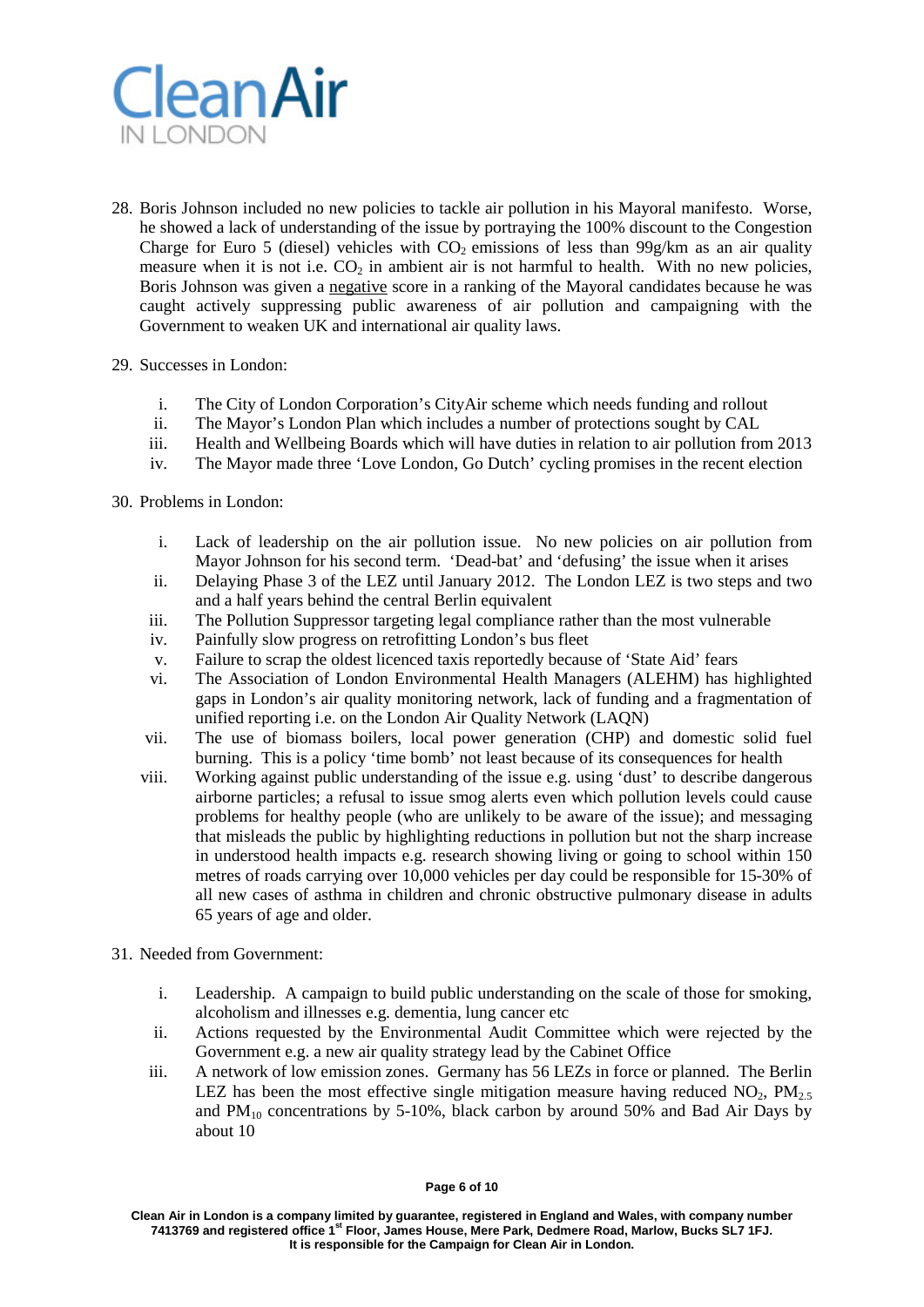28. Boris Johnson included no new policies to tackle air pollution in his Mayoral manifesto. Worse, he showed a lack of understanding of the issue by portraying the 100% discount to the Congestion Charge for Euro 5 (diesel) vehicles with $CO_2$ emissions of less than 99g/km as an air quality measure when it is not i.e. $CO_2$ in ambient air is not harmful to health. With no new policies, Boris Johnson was given a <u>negative</u> score in a ranking of the Mayoral candidates because he was caught actively suppressing public awareness of air pollution and campaigning with the Government to weaken UK and international air quality laws.

29. Successes in London:

    i. The City of London Corporation's CityAir scheme which needs funding and rollout
    ii. The Mayor's London Plan which includes a number of protections sought by CAL
    iii. Health and Wellbeing Boards which will have duties in relation to air pollution from 2013
    iv. The Mayor made three 'Love London, Go Dutch' cycling promises in the recent election

30. Problems in London:

    i. Lack of leadership on the air pollution issue. No new policies on air pollution from Mayor Johnson for his second term. 'Dead-bat' and 'defusing' the issue when it arises
    ii. Delaying Phase 3 of the LEZ until January 2012. The London LEZ is two steps and two and a half years behind the central Berlin equivalent
    iii. The Pollution Suppressor targeting legal compliance rather than the most vulnerable
    iv. Painfully slow progress on retrofitting London's bus fleet
    v. Failure to scrap the oldest licenced taxis reportedly because of 'State Aid' fears
    vi. The Association of London Environmental Health Managers (ALEHM) has highlighted gaps in London's air quality monitoring network, lack of funding and a fragmentation of unified reporting i.e. on the London Air Quality Network (LAQN)
    vii. The use of biomass boilers, local power generation (CHP) and domestic solid fuel burning. This is a policy 'time bomb' not least because of its consequences for health
    viii. Working against public understanding of the issue e.g. using 'dust' to describe dangerous airborne particles; a refusal to issue smog alerts even which pollution levels could cause problems for healthy people (who are unlikely to be aware of the issue); and messaging that misleads the public by highlighting reductions in pollution but not the sharp increase in understood health impacts e.g. research showing living or going to school within 150 metres of roads carrying over 10,000 vehicles per day could be responsible for 15-30% of all new cases of asthma in children and chronic obstructive pulmonary disease in adults 65 years of age and older.

31. Needed from Government:

    i. Leadership. A campaign to build public understanding on the scale of those for smoking, alcoholism and illnesses e.g. dementia, lung cancer etc
    ii. Actions requested by the Environmental Audit Committee which were rejected by the Government e.g. a new air quality strategy lead by the Cabinet Office
    iii. A network of low emission zones. Germany has 56 LEZs in force or planned. The Berlin LEZ has been the most effective single mitigation measure having reduced $NO_2$, $PM_{2.5}$ and $PM_{10}$ concentrations by 5-10%, black carbon by around 50% and Bad Air Days by about 10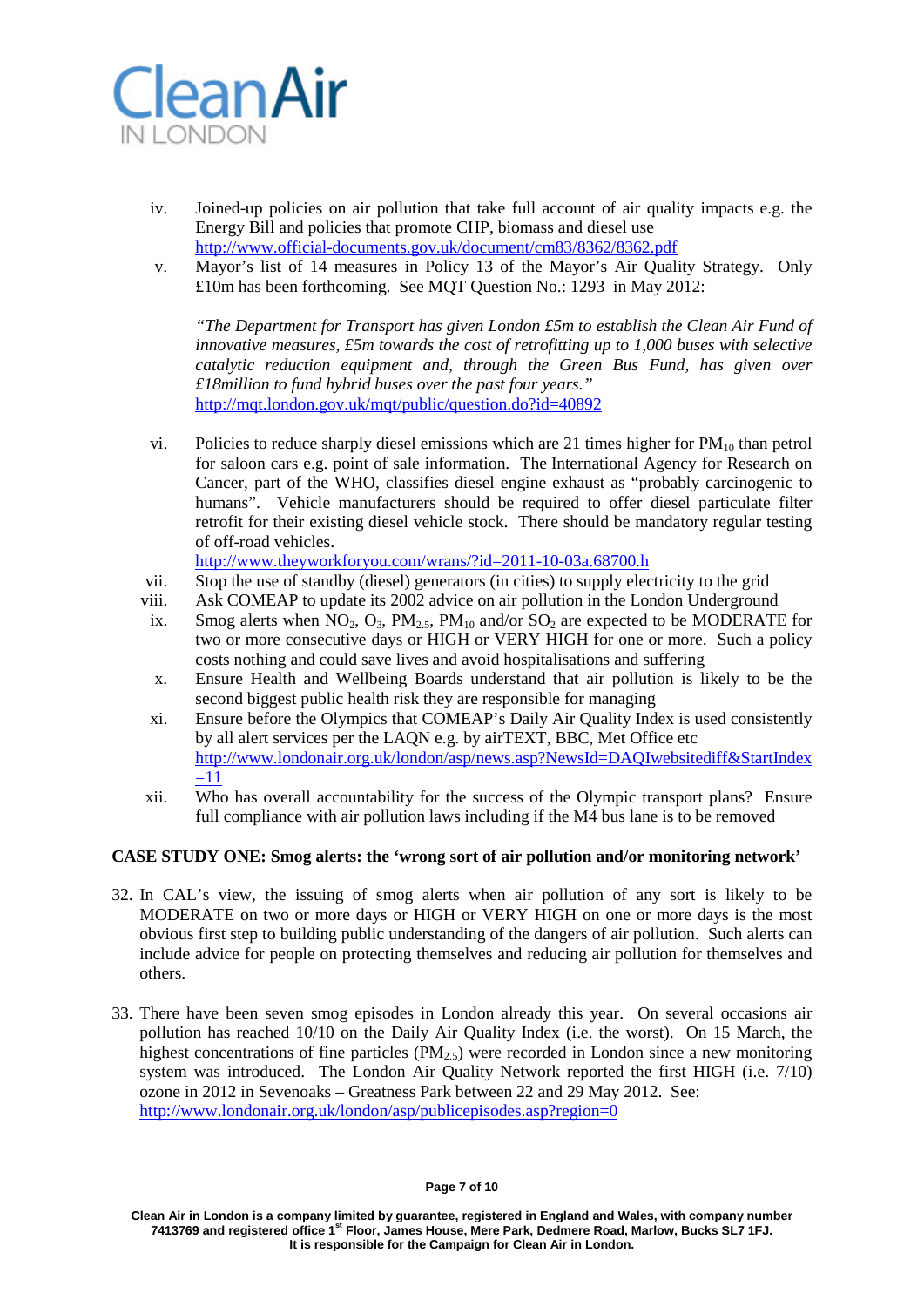iv. Joined-up policies on air pollution that take full account of air quality impacts e.g. the Energy Bill and policies that promote CHP, biomass and diesel use http://www.official-documents.gov.uk/document/cm83/8362/8362.pdf

v. Mayor's list of 14 measures in Policy 13 of the Mayor's Air Quality Strategy. Only £10m has been forthcoming. See MQT Question No.: 1293 in May 2012:

   *"The Department for Transport has given London £5m to establish the Clean Air Fund of innovative measures, £5m towards the cost of retrofitting up to 1,000 buses with selective catalytic reduction equipment and, through the Green Bus Fund, has given over £18million to fund hybrid buses over the past four years."*
   http://mqt.london.gov.uk/mqt/public/question.do?id=40892

vi. Policies to reduce sharply diesel emissions which are 21 times higher for $PM_{10}$ than petrol for saloon cars e.g. point of sale information. The International Agency for Research on Cancer, part of the WHO, classifies diesel engine exhaust as "probably carcinogenic to humans". Vehicle manufacturers should be required to offer diesel particulate filter retrofit for their existing diesel vehicle stock. There should be mandatory regular testing of off-road vehicles.
   http://www.theyworkforyou.com/wrans/?id=2011-10-03a.68700.h

vii. Stop the use of standby (diesel) generators (in cities) to supply electricity to the grid

viii. Ask COMEAP to update its 2002 advice on air pollution in the London Underground

ix. Smog alerts when $NO_2$, $O_3$, $PM_{2.5}$, $PM_{10}$ and/or $SO_2$ are expected to be MODERATE for two or more consecutive days or HIGH or VERY HIGH for one or more. Such a policy costs nothing and could save lives and avoid hospitalisations and suffering

x. Ensure Health and Wellbeing Boards understand that air pollution is likely to be the second biggest public health risk they are responsible for managing

xi. Ensure before the Olympics that COMEAP's Daily Air Quality Index is used consistently by all alert services per the LAQN e.g. by airTEXT, BBC, Met Office etc
   http://www.londonair.org.uk/london/asp/news.asp?NewsId=DAQIwebsitediff&StartIndex=11

xii. Who has overall accountability for the success of the Olympic transport plans? Ensure full compliance with air pollution laws including if the M4 bus lane is to be removed

**CASE STUDY ONE: Smog alerts: the 'wrong sort of air pollution and/or monitoring network'**

32. In CAL's view, the issuing of smog alerts when air pollution of any sort is likely to be MODERATE on two or more days or HIGH or VERY HIGH on one or more days is the most obvious first step to building public understanding of the dangers of air pollution. Such alerts can include advice for people on protecting themselves and reducing air pollution for themselves and others.

33. There have been seven smog episodes in London already this year. On several occasions air pollution has reached 10/10 on the Daily Air Quality Index (i.e. the worst). On 15 March, the highest concentrations of fine particles ($PM_{2.5}$) were recorded in London since a new monitoring system was introduced. The London Air Quality Network reported the first HIGH (i.e. 7/10) ozone in 2012 in Sevenoaks – Greatness Park between 22 and 29 May 2012. See: http://www.londonair.org.uk/london/asp/publicepisodes.asp?region=0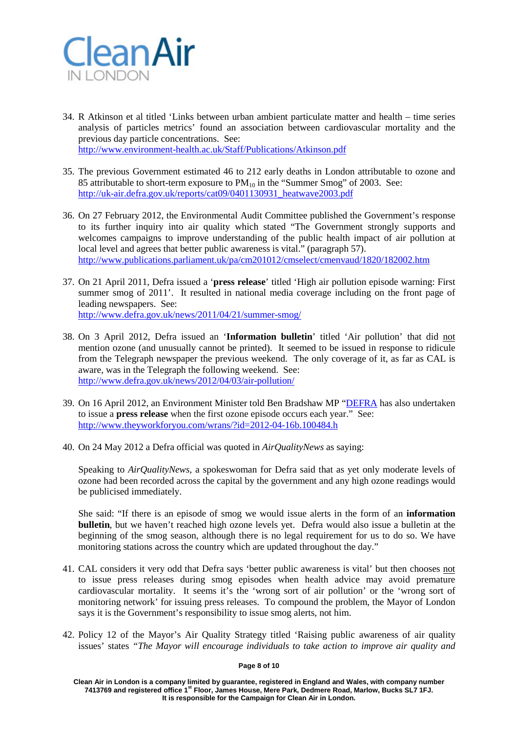34. R Atkinson et al titled 'Links between urban ambient particulate matter and health – time series analysis of particles metrics' found an association between cardiovascular mortality and the previous day particle concentrations. See: http://www.environment-health.ac.uk/Staff/Publications/Atkinson.pdf

35. The previous Government estimated 46 to 212 early deaths in London attributable to ozone and 85 attributable to short-term exposure to $PM_{10}$ in the "Summer Smog" of 2003. See: http://uk-air.defra.gov.uk/reports/cat09/0401130931_heatwave2003.pdf

36. On 27 February 2012, the Environmental Audit Committee published the Government's response to its further inquiry into air quality which stated "The Government strongly supports and welcomes campaigns to improve understanding of the public health impact of air pollution at local level and agrees that better public awareness is vital." (paragraph 57). http://www.publications.parliament.uk/pa/cm201012/cmselect/cmenvaud/1820/182002.htm

37. On 21 April 2011, Defra issued a '**press release**' titled 'High air pollution episode warning: First summer smog of 2011'. It resulted in national media coverage including on the front page of leading newspapers. See: http://www.defra.gov.uk/news/2011/04/21/summer-smog/

38. On 3 April 2012, Defra issued an '**Information bulletin**' titled 'Air pollution' that did not mention ozone (and unusually cannot be printed). It seemed to be issued in response to ridicule from the Telegraph newspaper the previous weekend. The only coverage of it, as far as CAL is aware, was in the Telegraph the following weekend. See: http://www.defra.gov.uk/news/2012/04/03/air-pollution/

39. On 16 April 2012, an Environment Minister told Ben Bradshaw MP "DEFRA has also undertaken to issue a **press release** when the first ozone episode occurs each year." See: http://www.theyworkforyou.com/wrans/?id=2012-04-16b.100484.h

40. On 24 May 2012 a Defra official was quoted in *AirQualityNews* as saying:

    Speaking to *AirQualityNews*, a spokeswoman for Defra said that as yet only moderate levels of ozone had been recorded across the capital by the government and any high ozone readings would be publicised immediately.

    She said: "If there is an episode of smog we would issue alerts in the form of an **information bulletin**, but we haven't reached high ozone levels yet. Defra would also issue a bulletin at the beginning of the smog season, although there is no legal requirement for us to do so. We have monitoring stations across the country which are updated throughout the day."

41. CAL considers it very odd that Defra says 'better public awareness is vital' but then chooses not to issue press releases during smog episodes when health advice may avoid premature cardiovascular mortality. It seems it's the 'wrong sort of air pollution' or the 'wrong sort of monitoring network' for issuing press releases. To compound the problem, the Mayor of London says it is the Government's responsibility to issue smog alerts, not him.

42. Policy 12 of the Mayor's Air Quality Strategy titled 'Raising public awareness of air quality issues' states "*The Mayor will encourage individuals to take action to improve air quality and*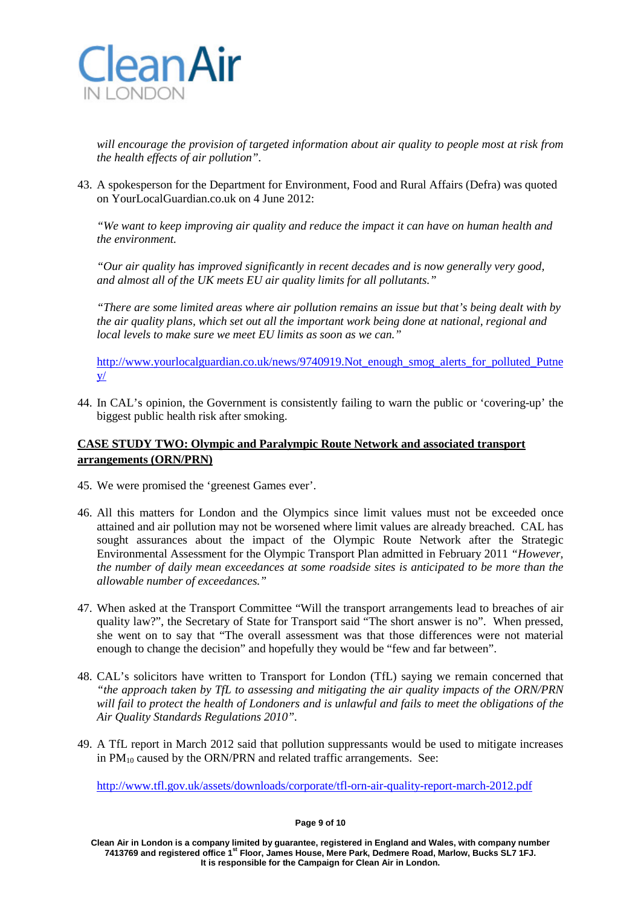*will encourage the provision of targeted information about air quality to people most at risk from the health effects of air pollution".*

43. A spokesperson for the Department for Environment, Food and Rural Affairs (Defra) was quoted on YourLocalGuardian.co.uk on 4 June 2012:

    *"We want to keep improving air quality and reduce the impact it can have on human health and the environment.*

    *"Our air quality has improved significantly in recent decades and is now generally very good, and almost all of the UK meets EU air quality limits for all pollutants."*

    *"There are some limited areas where air pollution remains an issue but that's being dealt with by the air quality plans, which set out all the important work being done at national, regional and local levels to make sure we meet EU limits as soon as we can."*

    http://www.yourlocalguardian.co.uk/news/9740919.Not_enough_smog_alerts_for_polluted_Putney/

44. In CAL's opinion, the Government is consistently failing to warn the public or 'covering-up' the biggest public health risk after smoking.

**CASE STUDY TWO: Olympic and Paralympic Route Network and associated transport arrangements (ORN/PRN)**

45. We were promised the 'greenest Games ever'.

46. All this matters for London and the Olympics since limit values must not be exceeded once attained and air pollution may not be worsened where limit values are already breached. CAL has sought assurances about the impact of the Olympic Route Network after the Strategic Environmental Assessment for the Olympic Transport Plan admitted in February 2011 *"However, the number of daily mean exceedances at some roadside sites is anticipated to be more than the allowable number of exceedances."*

47. When asked at the Transport Committee "Will the transport arrangements lead to breaches of air quality law?", the Secretary of State for Transport said "The short answer is no". When pressed, she went on to say that "The overall assessment was that those differences were not material enough to change the decision" and hopefully they would be "few and far between".

48. CAL's solicitors have written to Transport for London (TfL) saying we remain concerned that *"the approach taken by TfL to assessing and mitigating the air quality impacts of the ORN/PRN will fail to protect the health of Londoners and is unlawful and fails to meet the obligations of the Air Quality Standards Regulations 2010".*

49. A TfL report in March 2012 said that pollution suppressants would be used to mitigate increases in $PM_{10}$ caused by the ORN/PRN and related traffic arrangements. See:

    http://www.tfl.gov.uk/assets/downloads/corporate/tfl-orn-air-quality-report-march-2012.pdf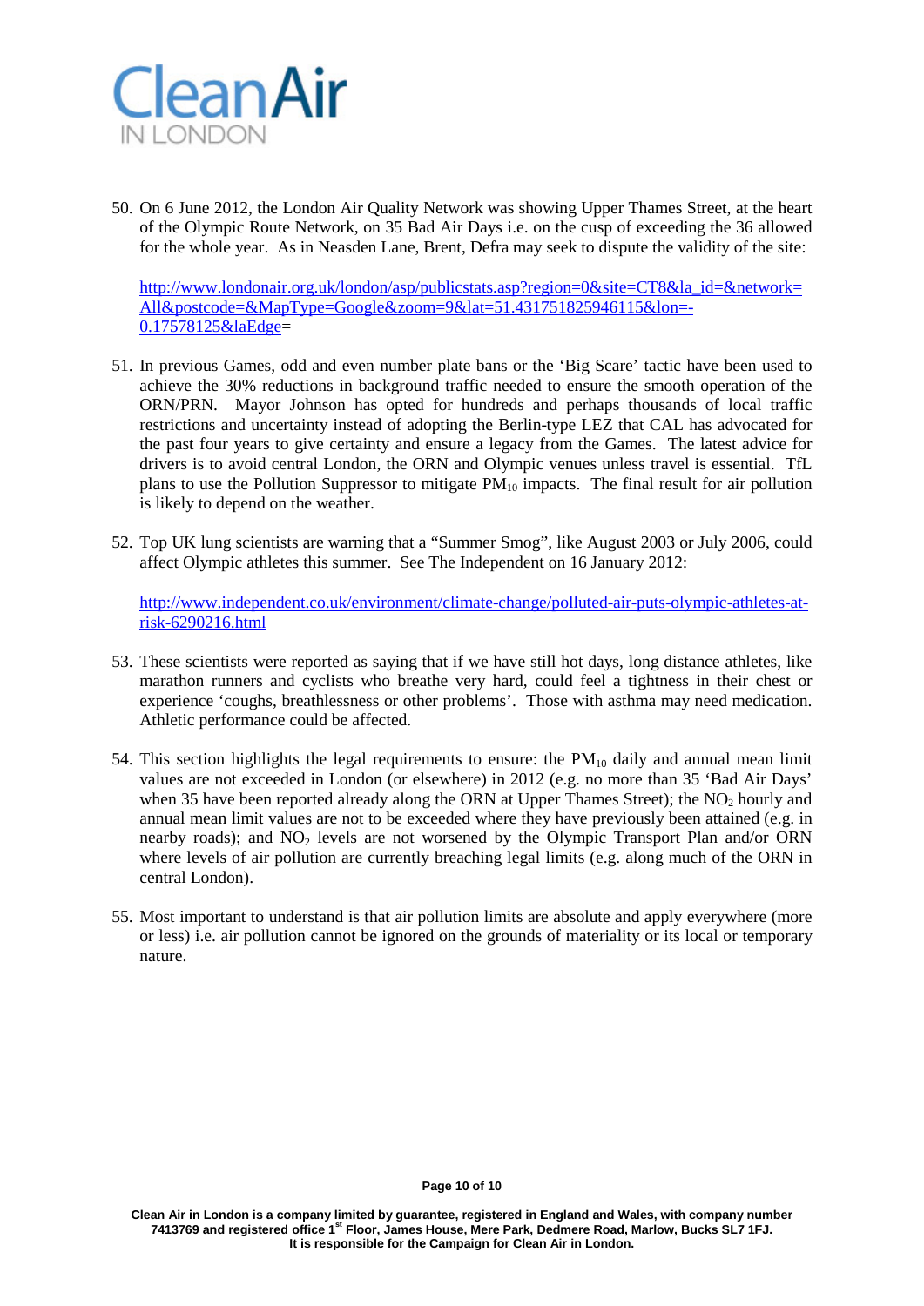50. On 6 June 2012, the London Air Quality Network was showing Upper Thames Street, at the heart of the Olympic Route Network, on 35 Bad Air Days i.e. on the cusp of exceeding the 36 allowed for the whole year. As in Neasden Lane, Brent, Defra may seek to dispute the validity of the site:

    http://www.londonair.org.uk/london/asp/publicstats.asp?region=0&site=CT8&la_id=&network=All&postcode=&MapType=Google&zoom=9&lat=51.431751825946115&lon=-0.17578125&laEdge=

51. In previous Games, odd and even number plate bans or the 'Big Scare' tactic have been used to achieve the 30% reductions in background traffic needed to ensure the smooth operation of the ORN/PRN. Mayor Johnson has opted for hundreds and perhaps thousands of local traffic restrictions and uncertainty instead of adopting the Berlin-type LEZ that CAL has advocated for the past four years to give certainty and ensure a legacy from the Games. The latest advice for drivers is to avoid central London, the ORN and Olympic venues unless travel is essential. TfL plans to use the Pollution Suppressor to mitigate $PM_{10}$ impacts. The final result for air pollution is likely to depend on the weather.

52. Top UK lung scientists are warning that a "Summer Smog", like August 2003 or July 2006, could affect Olympic athletes this summer. See The Independent on 16 January 2012:

    http://www.independent.co.uk/environment/climate-change/polluted-air-puts-olympic-athletes-at-risk-6290216.html

53. These scientists were reported as saying that if we have still hot days, long distance athletes, like marathon runners and cyclists who breathe very hard, could feel a tightness in their chest or experience 'coughs, breathlessness or other problems'. Those with asthma may need medication. Athletic performance could be affected.

54. This section highlights the legal requirements to ensure: the $PM_{10}$ daily and annual mean limit values are not exceeded in London (or elsewhere) in 2012 (e.g. no more than 35 'Bad Air Days' when 35 have been reported already along the ORN at Upper Thames Street); the $NO_2$ hourly and annual mean limit values are not to be exceeded where they have previously been attained (e.g. in nearby roads); and $NO_2$ levels are not worsened by the Olympic Transport Plan and/or ORN where levels of air pollution are currently breaching legal limits (e.g. along much of the ORN in central London).

55. Most important to understand is that air pollution limits are absolute and apply everywhere (more or less) i.e. air pollution cannot be ignored on the grounds of materiality or its local or temporary nature.